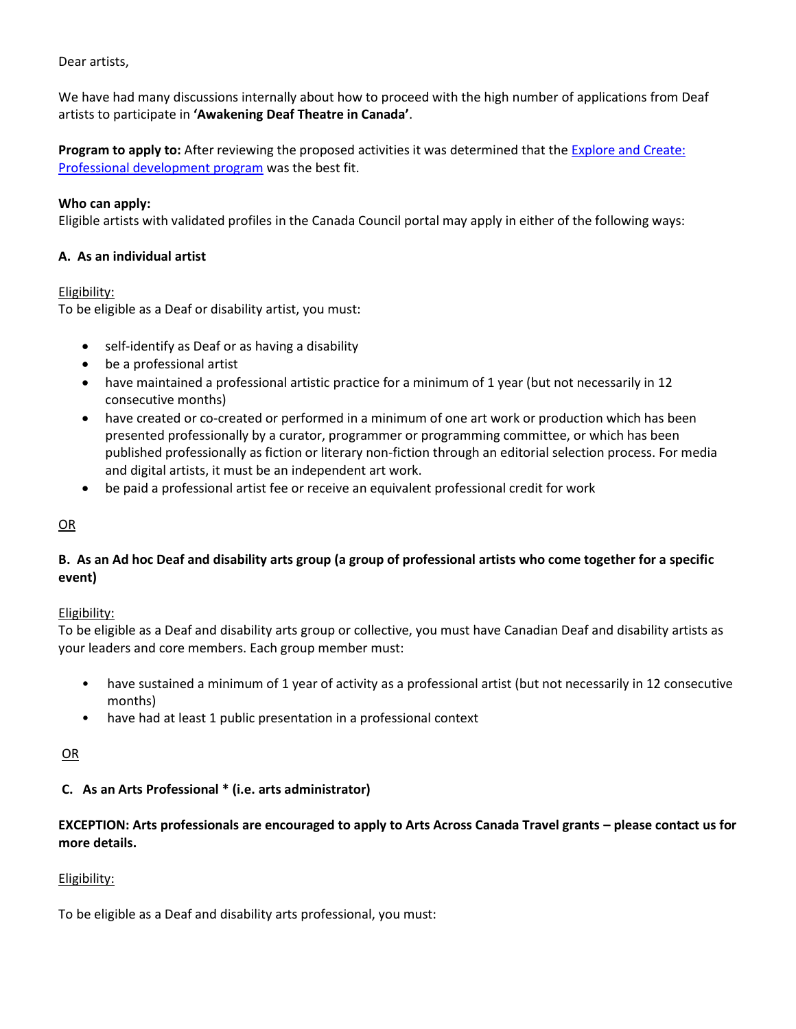Dear artists,

We have had many discussions internally about how to proceed with the high number of applications from Deaf artists to participate in **'Awakening Deaf Theatre in Canada'**.

**Program to apply to:** After reviewing the proposed activities it was determined that the [Explore and Create: Professional development program]() was the best fit.

**Who can apply:**
Eligible artists with validated profiles in the Canada Council portal may apply in either of the following ways:

**A. As an individual artist**

<u>Eligibility:</u>
To be eligible as a Deaf or disability artist, you must:

- self-identify as Deaf or as having a disability
- be a professional artist
- have maintained a professional artistic practice for a minimum of 1 year (but not necessarily in 12 consecutive months)
- have created or co-created or performed in a minimum of one art work or production which has been presented professionally by a curator, programmer or programming committee, or which has been published professionally as fiction or literary non-fiction through an editorial selection process. For media and digital artists, it must be an independent art work.
- be paid a professional artist fee or receive an equivalent professional credit for work

<u>OR</u>

**B. As an Ad hoc Deaf and disability arts group (a group of professional artists who come together for a specific event)**

<u>Eligibility:</u>
To be eligible as a Deaf and disability arts group or collective, you must have Canadian Deaf and disability artists as your leaders and core members. Each group member must:

- have sustained a minimum of 1 year of activity as a professional artist (but not necessarily in 12 consecutive months)
- have had at least 1 public presentation in a professional context

<u>OR</u>

**C. As an Arts Professional * (i.e. arts administrator)**

**EXCEPTION: Arts professionals are encouraged to apply to Arts Across Canada Travel grants – please contact us for more details.**

<u>Eligibility:</u>

To be eligible as a Deaf and disability arts professional, you must: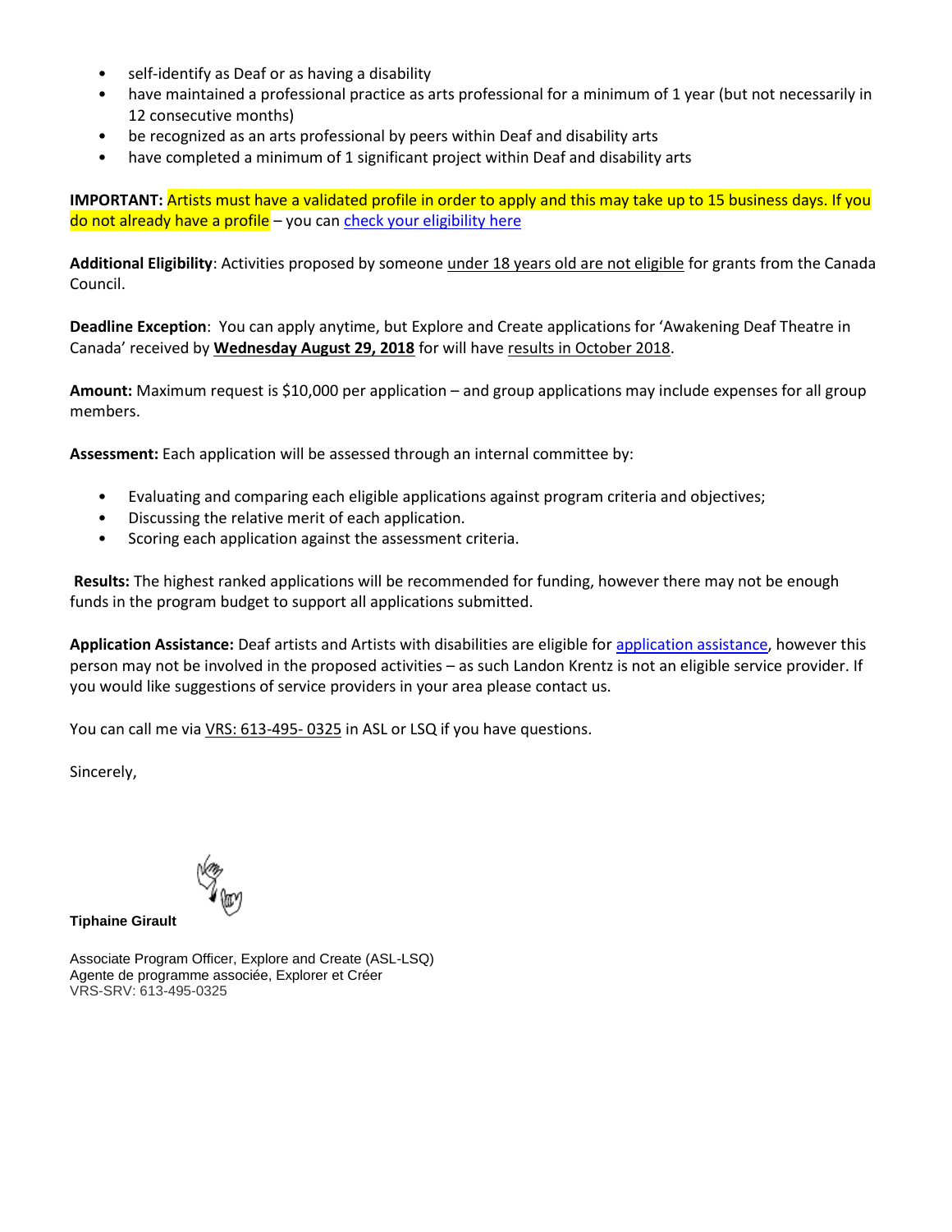- self-identify as Deaf or as having a disability
- have maintained a professional practice as arts professional for a minimum of 1 year (but not necessarily in 12 consecutive months)
- be recognized as an arts professional by peers within Deaf and disability arts
- have completed a minimum of 1 significant project within Deaf and disability arts

**IMPORTANT:** Artists must have a validated profile in order to apply and this may take up to 15 business days. If you do not already have a profile – you can check your eligibility here

**Additional Eligibility**: Activities proposed by someone under 18 years old are not eligible for grants from the Canada Council.

**Deadline Exception**: You can apply anytime, but Explore and Create applications for 'Awakening Deaf Theatre in Canada' received by **Wednesday August 29, 2018** for will have results in October 2018.

**Amount:** Maximum request is $10,000 per application – and group applications may include expenses for all group members.

**Assessment:** Each application will be assessed through an internal committee by:

- Evaluating and comparing each eligible applications against program criteria and objectives;
- Discussing the relative merit of each application.
- Scoring each application against the assessment criteria.

**Results:** The highest ranked applications will be recommended for funding, however there may not be enough funds in the program budget to support all applications submitted.

**Application Assistance:** Deaf artists and Artists with disabilities are eligible for application assistance, however this person may not be involved in the proposed activities – as such Landon Krentz is not an eligible service provider. If you would like suggestions of service providers in your area please contact us.

You can call me via VRS: 613-495- 0325 in ASL or LSQ if you have questions.

Sincerely,

**Tiphaine Girault**

Associate Program Officer, Explore and Create (ASL-LSQ)
Agente de programme associée, Explorer et Créer
VRS-SRV: 613-495-0325